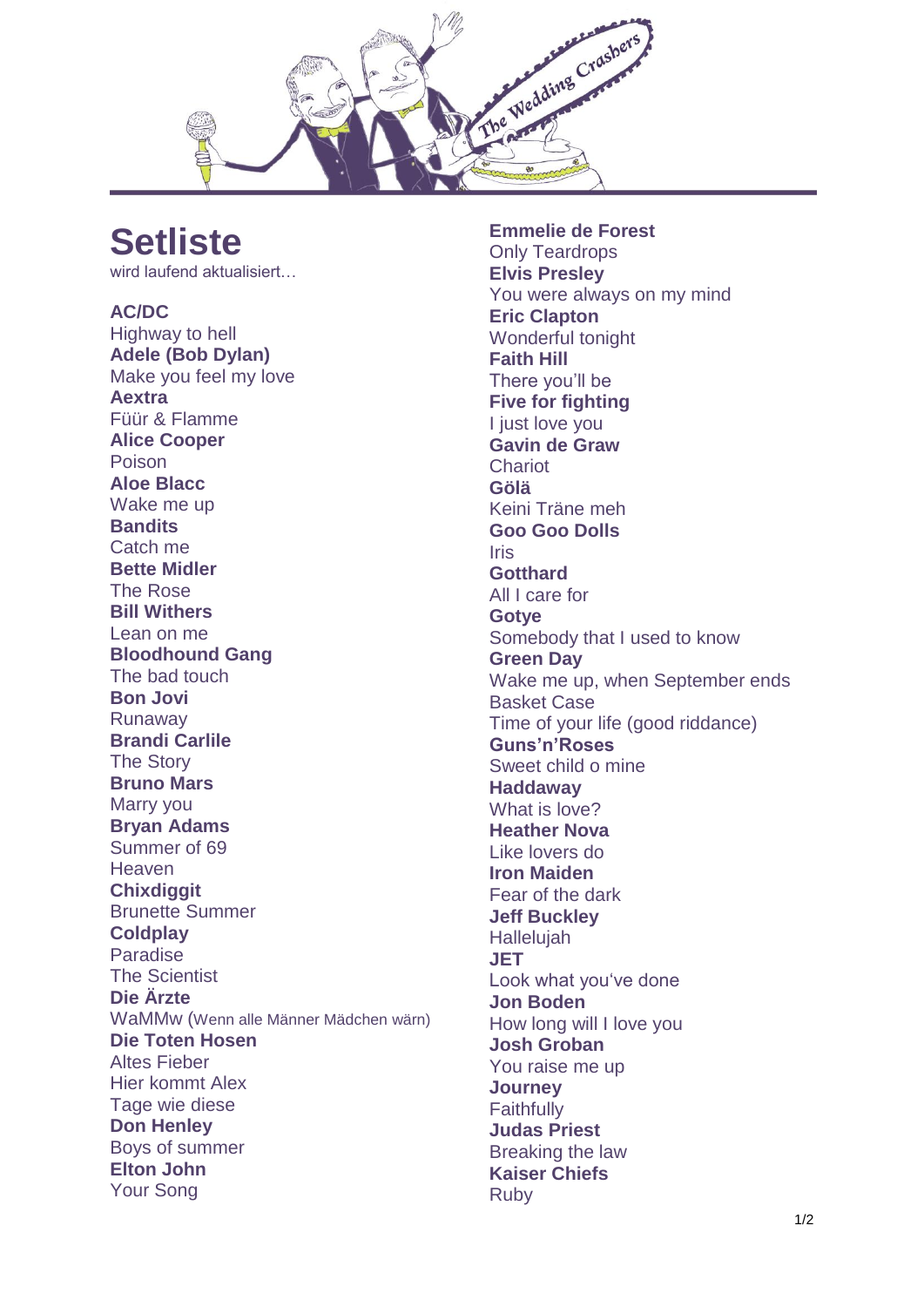# Setliste

wird laufend aktualisiert…

**AC/DC**
Highway to hell

**Adele (Bob Dylan)**
Make you feel my love

**Aextra**
Füür & Flamme

**Alice Cooper**
Poison

**Aloe Blacc**
Wake me up

**Bandits**
Catch me

**Bette Midler**
The Rose

**Bill Withers**
Lean on me

**Bloodhound Gang**
The bad touch

**Bon Jovi**
Runaway

**Brandi Carlile**
The Story

**Bruno Mars**
Marry you

**Bryan Adams**
Summer of 69
Heaven

**Chixdiggit**
Brunette Summer

**Coldplay**
Paradise
The Scientist

**Die Ärzte**
WaMMw (Wenn alle Männer Mädchen wärn)

**Die Toten Hosen**
Altes Fieber
Hier kommt Alex
Tage wie diese

**Don Henley**
Boys of summer

**Elton John**
Your Song

**Emmelie de Forest**
Only Teardrops

**Elvis Presley**
You were always on my mind

**Eric Clapton**
Wonderful tonight

**Faith Hill**
There you'll be

**Five for fighting**
I just love you

**Gavin de Graw**
Chariot

**Gölä**
Keini Träne meh

**Goo Goo Dolls**
Iris

**Gotthard**
All I care for

**Gotye**
Somebody that I used to know

**Green Day**
Wake me up, when September ends
Basket Case
Time of your life (good riddance)

**Guns'n'Roses**
Sweet child o mine

**Haddaway**
What is love?

**Heather Nova**
Like lovers do

**Iron Maiden**
Fear of the dark

**Jeff Buckley**
Hallelujah

**JET**
Look what you've done

**Jon Boden**
How long will I love you

**Josh Groban**
You raise me up

**Journey**
Faithfully

**Judas Priest**
Breaking the law

**Kaiser Chiefs**
Ruby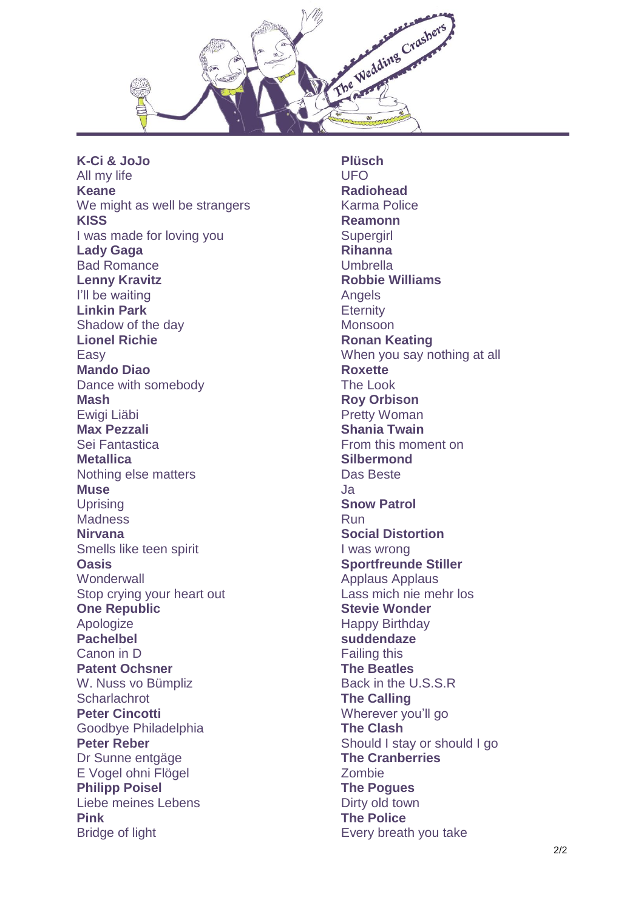**K-Ci & JoJo**
All my life
**Keane**
We might as well be strangers
**KISS**
I was made for loving you
**Lady Gaga**
Bad Romance
**Lenny Kravitz**
I'll be waiting
**Linkin Park**
Shadow of the day
**Lionel Richie**
Easy
**Mando Diao**
Dance with somebody
**Mash**
Ewigi Liäbi
**Max Pezzali**
Sei Fantastica
**Metallica**
Nothing else matters
**Muse**
Uprising
Madness
**Nirvana**
Smells like teen spirit
**Oasis**
Wonderwall
Stop crying your heart out
**One Republic**
Apologize
**Pachelbel**
Canon in D
**Patent Ochsner**
W. Nuss vo Bümpliz
Scharlachrot
**Peter Cincotti**
Goodbye Philadelphia
**Peter Reber**
Dr Sunne entgäge
E Vogel ohni Flögel
**Philipp Poisel**
Liebe meines Lebens
**Pink**
Bridge of light

**Plüsch**
UFO
**Radiohead**
Karma Police
**Reamonn**
Supergirl
**Rihanna**
Umbrella
**Robbie Williams**
Angels
Eternity
Monsoon
**Ronan Keating**
When you say nothing at all
**Roxette**
The Look
**Roy Orbison**
Pretty Woman
**Shania Twain**
From this moment on
**Silbermond**
Das Beste
Ja
**Snow Patrol**
Run
**Social Distortion**
I was wrong
**Sportfreunde Stiller**
Applaus Applaus
Lass mich nie mehr los
**Stevie Wonder**
Happy Birthday
**suddendaze**
Failing this
**The Beatles**
Back in the U.S.S.R
**The Calling**
Wherever you'll go
**The Clash**
Should I stay or should I go
**The Cranberries**
Zombie
**The Pogues**
Dirty old town
**The Police**
Every breath you take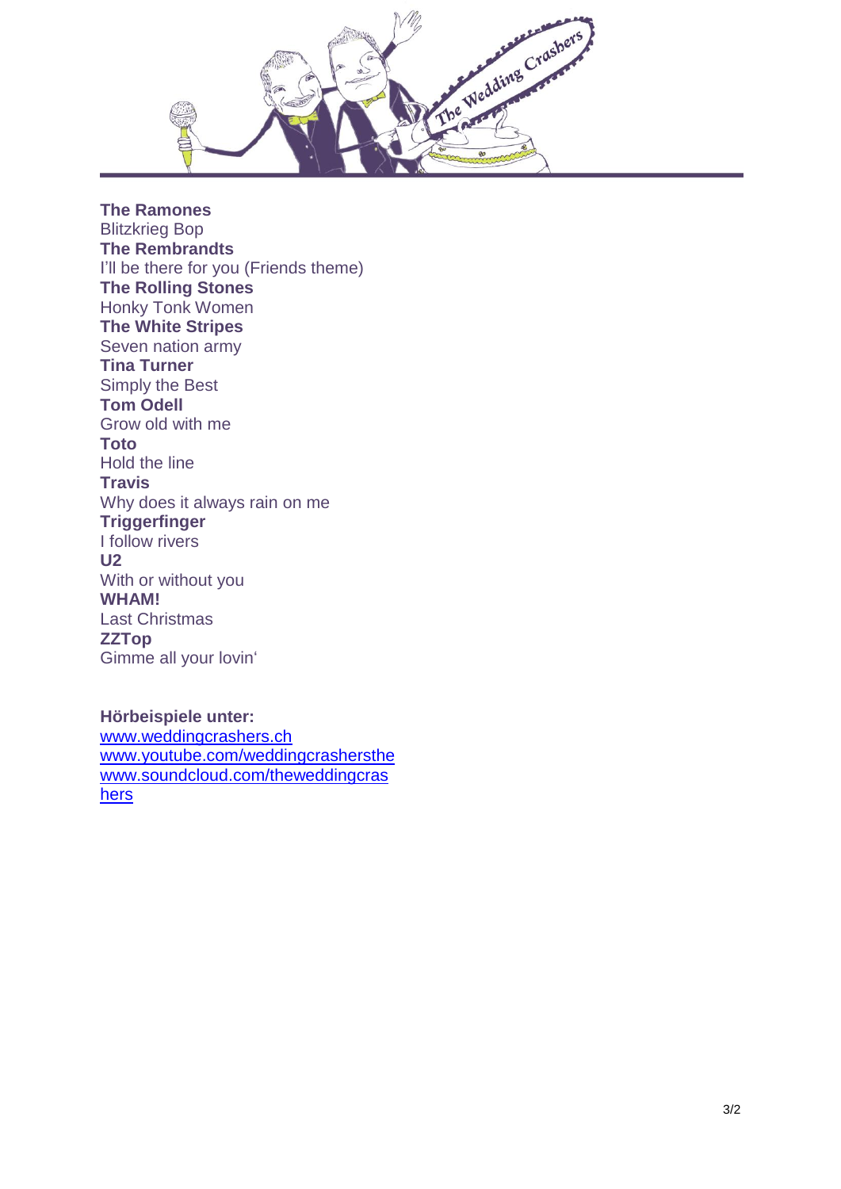**The Ramones**
Blitzkrieg Bop
**The Rembrandts**
I'll be there for you (Friends theme)
**The Rolling Stones**
Honky Tonk Women
**The White Stripes**
Seven nation army
**Tina Turner**
Simply the Best
**Tom Odell**
Grow old with me
**Toto**
Hold the line
**Travis**
Why does it always rain on me
**Triggerfinger**
I follow rivers
**U2**
With or without you
**WHAM!**
Last Christmas
**ZZTop**
Gimme all your lovin'

**Hörbeispiele unter:**
www.weddingcrashers.ch
www.youtube.com/weddingcrashersthe
www.soundcloud.com/theweddingcrashers